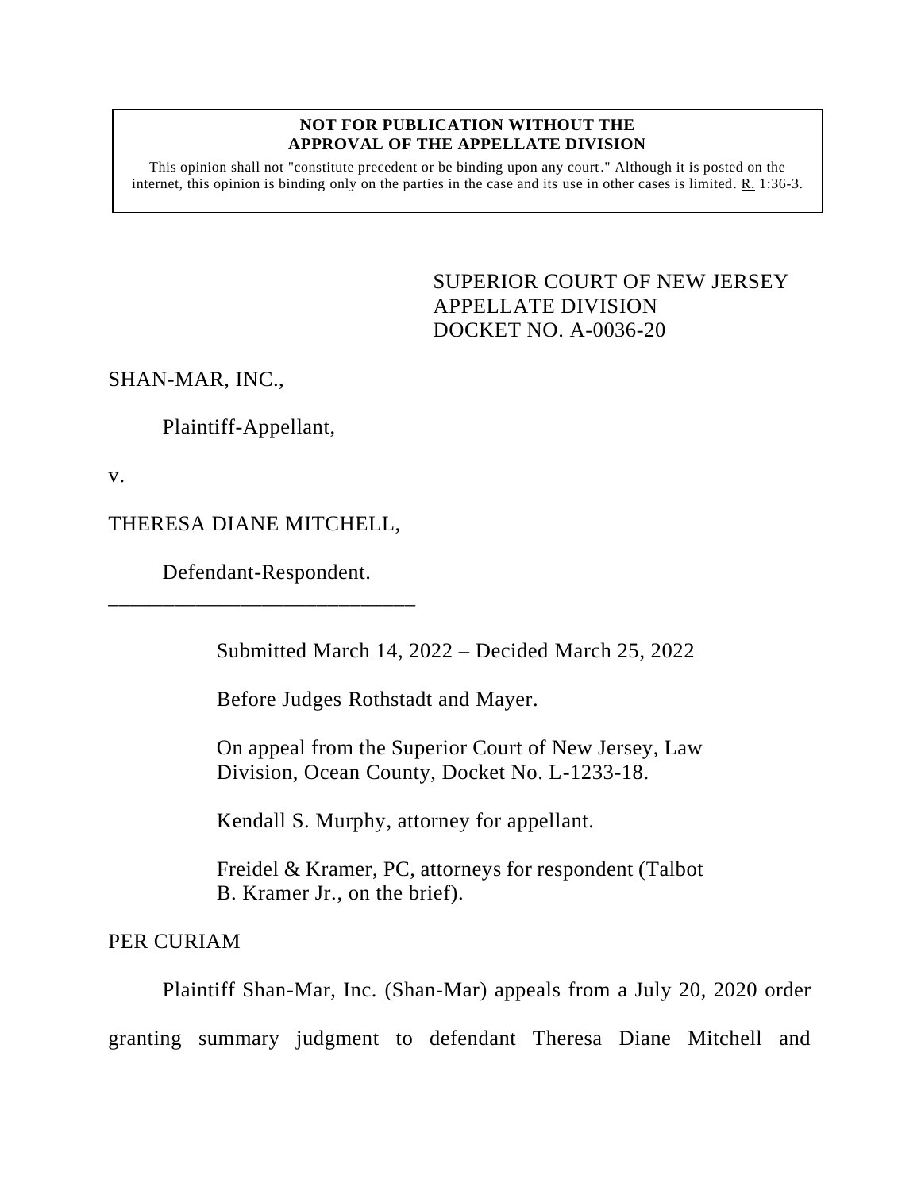**NOT FOR PUBLICATION WITHOUT THE APPROVAL OF THE APPELLATE DIVISION**

This opinion shall not "constitute precedent or be binding upon any court." Although it is posted on the internet, this opinion is binding only on the parties in the case and its use in other cases is limited. R. 1:36-3.

SUPERIOR COURT OF NEW JERSEY
APPELLATE DIVISION
DOCKET NO. A-0036-20

SHAN-MAR, INC.,

Plaintiff-Appellant,

v.

THERESA DIANE MITCHELL,

Defendant-Respondent.

______________________________

Submitted March 14, 2022 – Decided March 25, 2022

Before Judges Rothstadt and Mayer.

On appeal from the Superior Court of New Jersey, Law Division, Ocean County, Docket No. L-1233-18.

Kendall S. Murphy, attorney for appellant.

Freidel & Kramer, PC, attorneys for respondent (Talbot B. Kramer Jr., on the brief).

PER CURIAM

Plaintiff Shan-Mar, Inc. (Shan-Mar) appeals from a July 20, 2020 order granting summary judgment to defendant Theresa Diane Mitchell and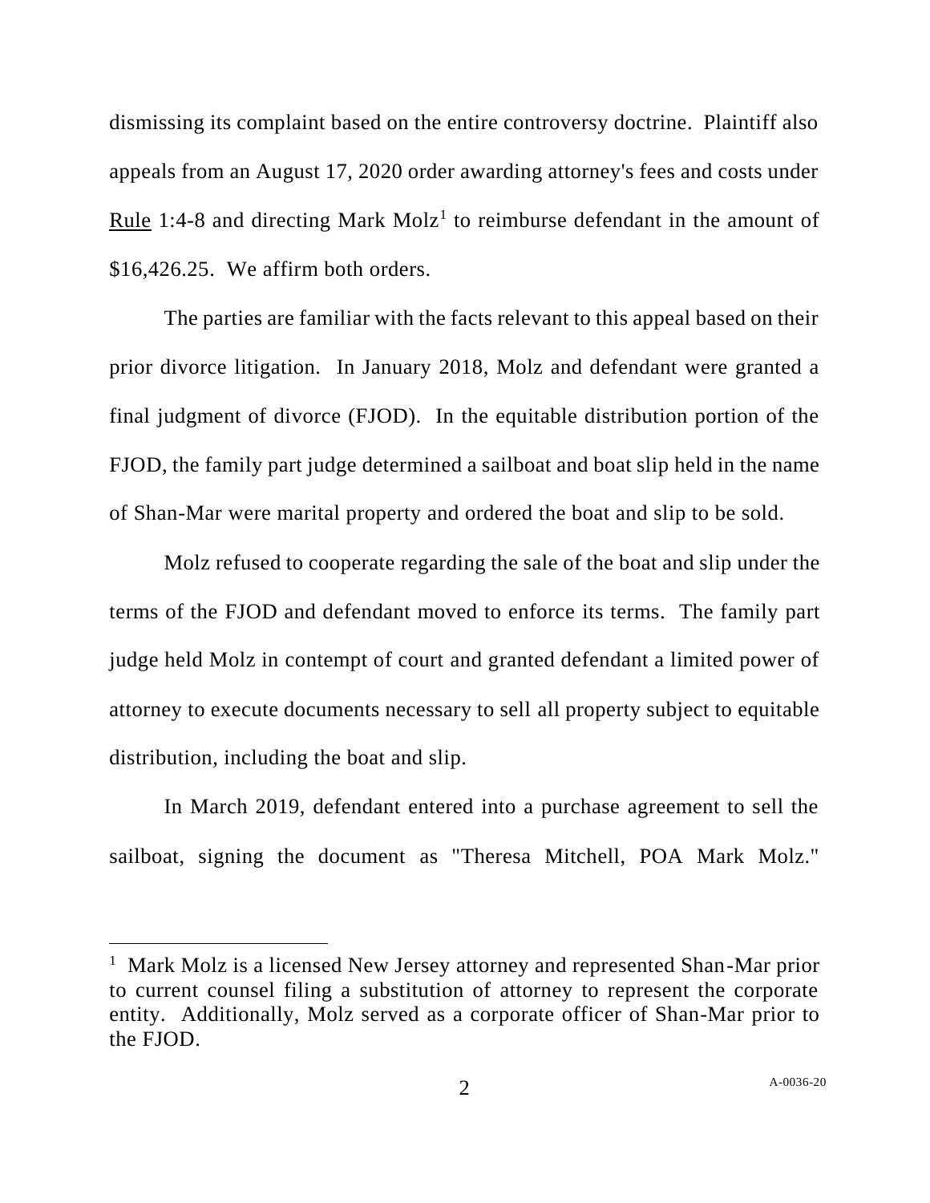dismissing its complaint based on the entire controversy doctrine. Plaintiff also appeals from an August 17, 2020 order awarding attorney's fees and costs under Rule 1:4-8 and directing Mark Molz[1] to reimburse defendant in the amount of $16,426.25. We affirm both orders.

The parties are familiar with the facts relevant to this appeal based on their prior divorce litigation. In January 2018, Molz and defendant were granted a final judgment of divorce (FJOD). In the equitable distribution portion of the FJOD, the family part judge determined a sailboat and boat slip held in the name of Shan-Mar were marital property and ordered the boat and slip to be sold.

Molz refused to cooperate regarding the sale of the boat and slip under the terms of the FJOD and defendant moved to enforce its terms. The family part judge held Molz in contempt of court and granted defendant a limited power of attorney to execute documents necessary to sell all property subject to equitable distribution, including the boat and slip.

In March 2019, defendant entered into a purchase agreement to sell the sailboat, signing the document as "Theresa Mitchell, POA Mark Molz."

---

[1] Mark Molz is a licensed New Jersey attorney and represented Shan-Mar prior to current counsel filing a substitution of attorney to represent the corporate entity. Additionally, Molz served as a corporate officer of Shan-Mar prior to the FJOD.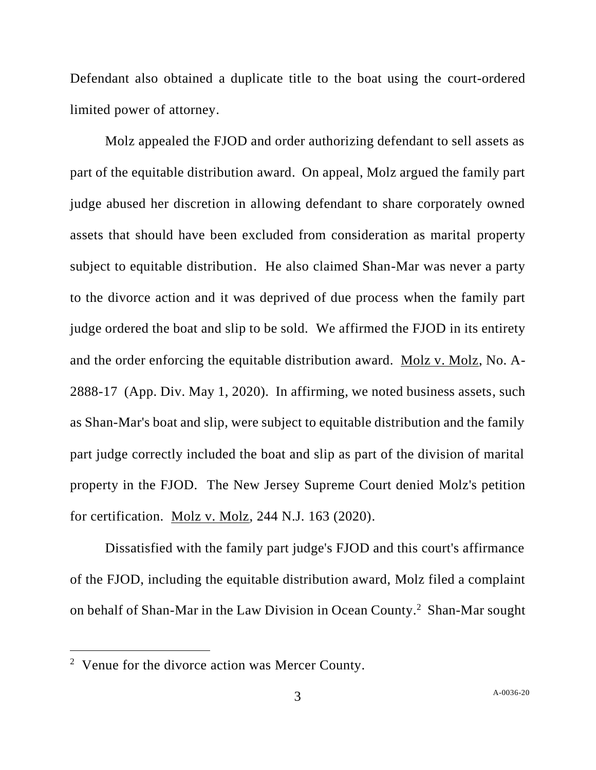Defendant also obtained a duplicate title to the boat using the court-ordered limited power of attorney.

Molz appealed the FJOD and order authorizing defendant to sell assets as part of the equitable distribution award. On appeal, Molz argued the family part judge abused her discretion in allowing defendant to share corporately owned assets that should have been excluded from consideration as marital property subject to equitable distribution. He also claimed Shan-Mar was never a party to the divorce action and it was deprived of due process when the family part judge ordered the boat and slip to be sold. We affirmed the FJOD in its entirety and the order enforcing the equitable distribution award. Molz v. Molz, No. A-2888-17 (App. Div. May 1, 2020). In affirming, we noted business assets, such as Shan-Mar's boat and slip, were subject to equitable distribution and the family part judge correctly included the boat and slip as part of the division of marital property in the FJOD. The New Jersey Supreme Court denied Molz's petition for certification. Molz v. Molz, 244 N.J. 163 (2020).

Dissatisfied with the family part judge's FJOD and this court's affirmance of the FJOD, including the equitable distribution award, Molz filed a complaint on behalf of Shan-Mar in the Law Division in Ocean County.[2] Shan-Mar sought

---

[2] Venue for the divorce action was Mercer County.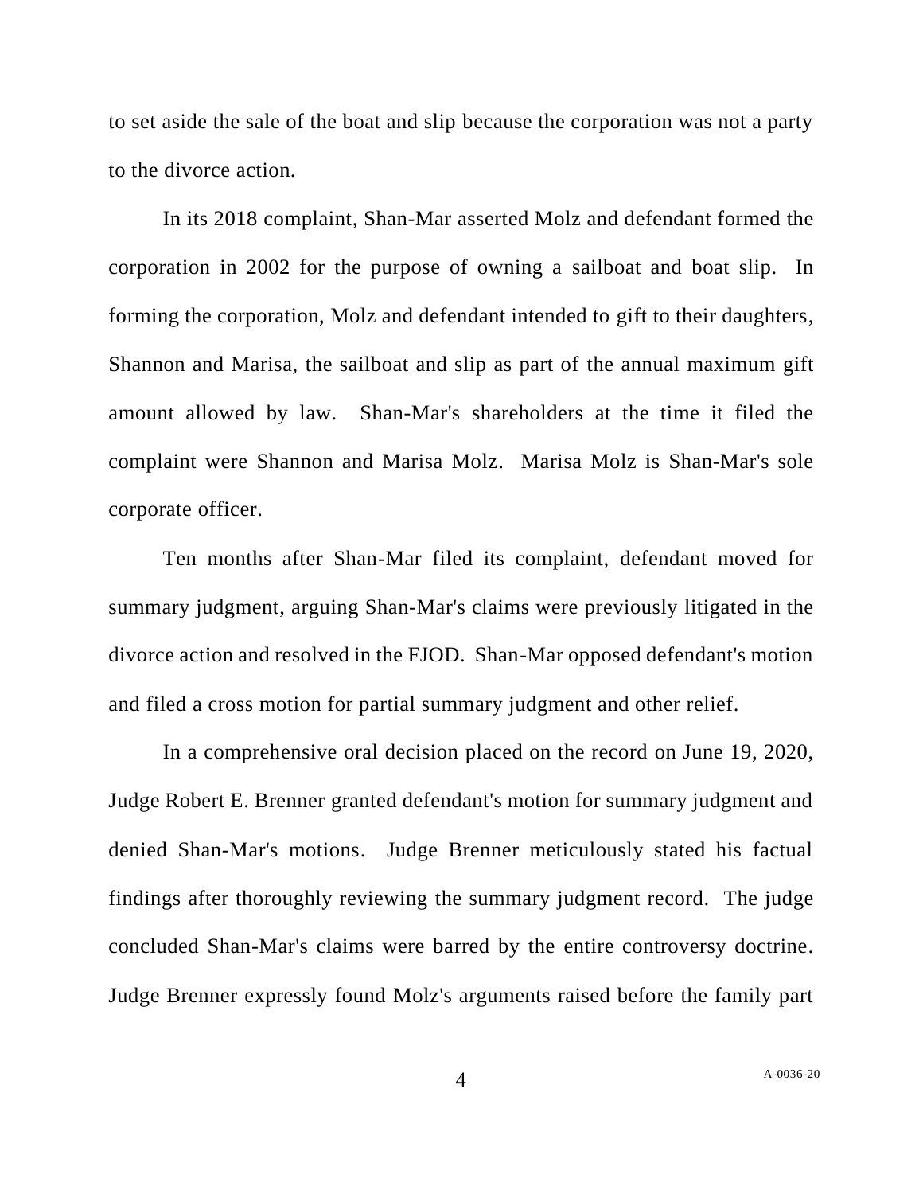to set aside the sale of the boat and slip because the corporation was not a party to the divorce action.

In its 2018 complaint, Shan-Mar asserted Molz and defendant formed the corporation in 2002 for the purpose of owning a sailboat and boat slip. In forming the corporation, Molz and defendant intended to gift to their daughters, Shannon and Marisa, the sailboat and slip as part of the annual maximum gift amount allowed by law. Shan-Mar's shareholders at the time it filed the complaint were Shannon and Marisa Molz. Marisa Molz is Shan-Mar's sole corporate officer.

Ten months after Shan-Mar filed its complaint, defendant moved for summary judgment, arguing Shan-Mar's claims were previously litigated in the divorce action and resolved in the FJOD. Shan-Mar opposed defendant's motion and filed a cross motion for partial summary judgment and other relief.

In a comprehensive oral decision placed on the record on June 19, 2020, Judge Robert E. Brenner granted defendant's motion for summary judgment and denied Shan-Mar's motions. Judge Brenner meticulously stated his factual findings after thoroughly reviewing the summary judgment record. The judge concluded Shan-Mar's claims were barred by the entire controversy doctrine. Judge Brenner expressly found Molz's arguments raised before the family part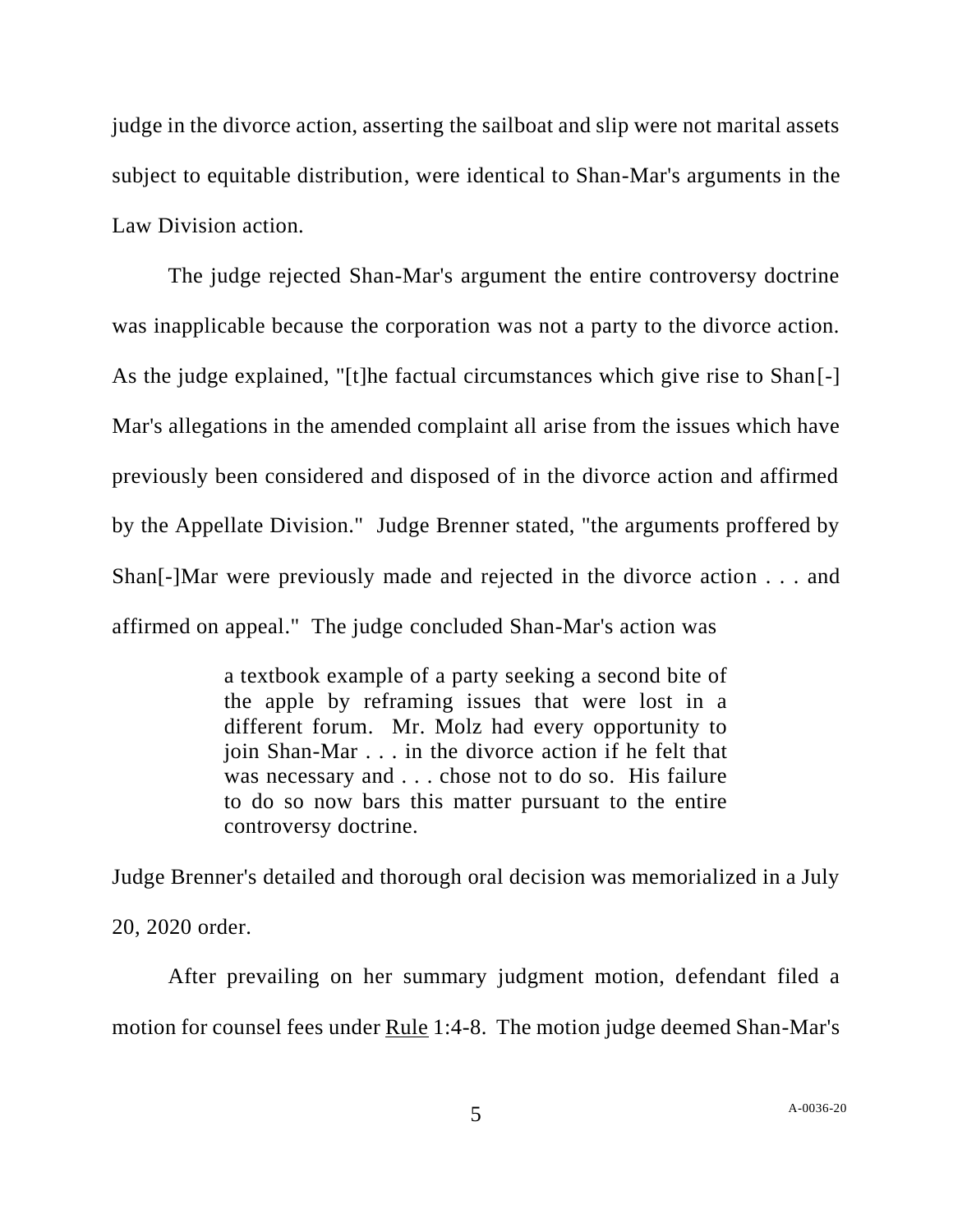judge in the divorce action, asserting the sailboat and slip were not marital assets subject to equitable distribution, were identical to Shan-Mar's arguments in the Law Division action.

The judge rejected Shan-Mar's argument the entire controversy doctrine was inapplicable because the corporation was not a party to the divorce action. As the judge explained, "[t]he factual circumstances which give rise to Shan[-]Mar's allegations in the amended complaint all arise from the issues which have previously been considered and disposed of in the divorce action and affirmed by the Appellate Division." Judge Brenner stated, "the arguments proffered by Shan[-]Mar were previously made and rejected in the divorce action . . . and affirmed on appeal." The judge concluded Shan-Mar's action was

> a textbook example of a party seeking a second bite of the apple by reframing issues that were lost in a different forum. Mr. Molz had every opportunity to join Shan-Mar . . . in the divorce action if he felt that was necessary and . . . chose not to do so. His failure to do so now bars this matter pursuant to the entire controversy doctrine.

Judge Brenner's detailed and thorough oral decision was memorialized in a July 20, 2020 order.

After prevailing on her summary judgment motion, defendant filed a motion for counsel fees under Rule 1:4-8. The motion judge deemed Shan-Mar's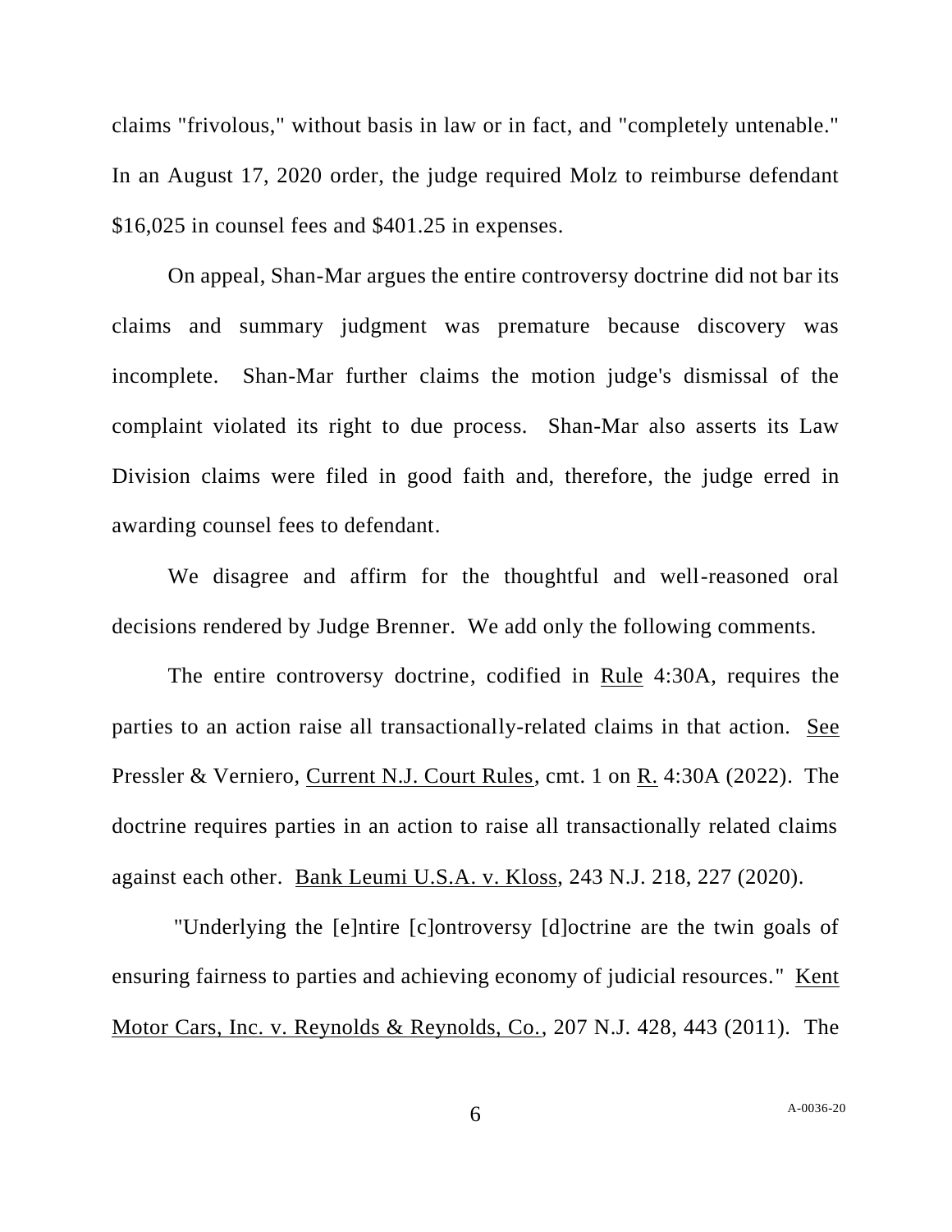claims "frivolous," without basis in law or in fact, and "completely untenable." In an August 17, 2020 order, the judge required Molz to reimburse defendant $16,025 in counsel fees and $401.25 in expenses.

On appeal, Shan-Mar argues the entire controversy doctrine did not bar its claims and summary judgment was premature because discovery was incomplete. Shan-Mar further claims the motion judge's dismissal of the complaint violated its right to due process. Shan-Mar also asserts its Law Division claims were filed in good faith and, therefore, the judge erred in awarding counsel fees to defendant.

We disagree and affirm for the thoughtful and well-reasoned oral decisions rendered by Judge Brenner. We add only the following comments.

The entire controversy doctrine, codified in Rule 4:30A, requires the parties to an action raise all transactionally-related claims in that action. See Pressler & Verniero, Current N.J. Court Rules, cmt. 1 on R. 4:30A (2022). The doctrine requires parties in an action to raise all transactionally related claims against each other. Bank Leumi U.S.A. v. Kloss, 243 N.J. 218, 227 (2020).

"Underlying the [e]ntire [c]ontroversy [d]octrine are the twin goals of ensuring fairness to parties and achieving economy of judicial resources." Kent Motor Cars, Inc. v. Reynolds & Reynolds, Co., 207 N.J. 428, 443 (2011). The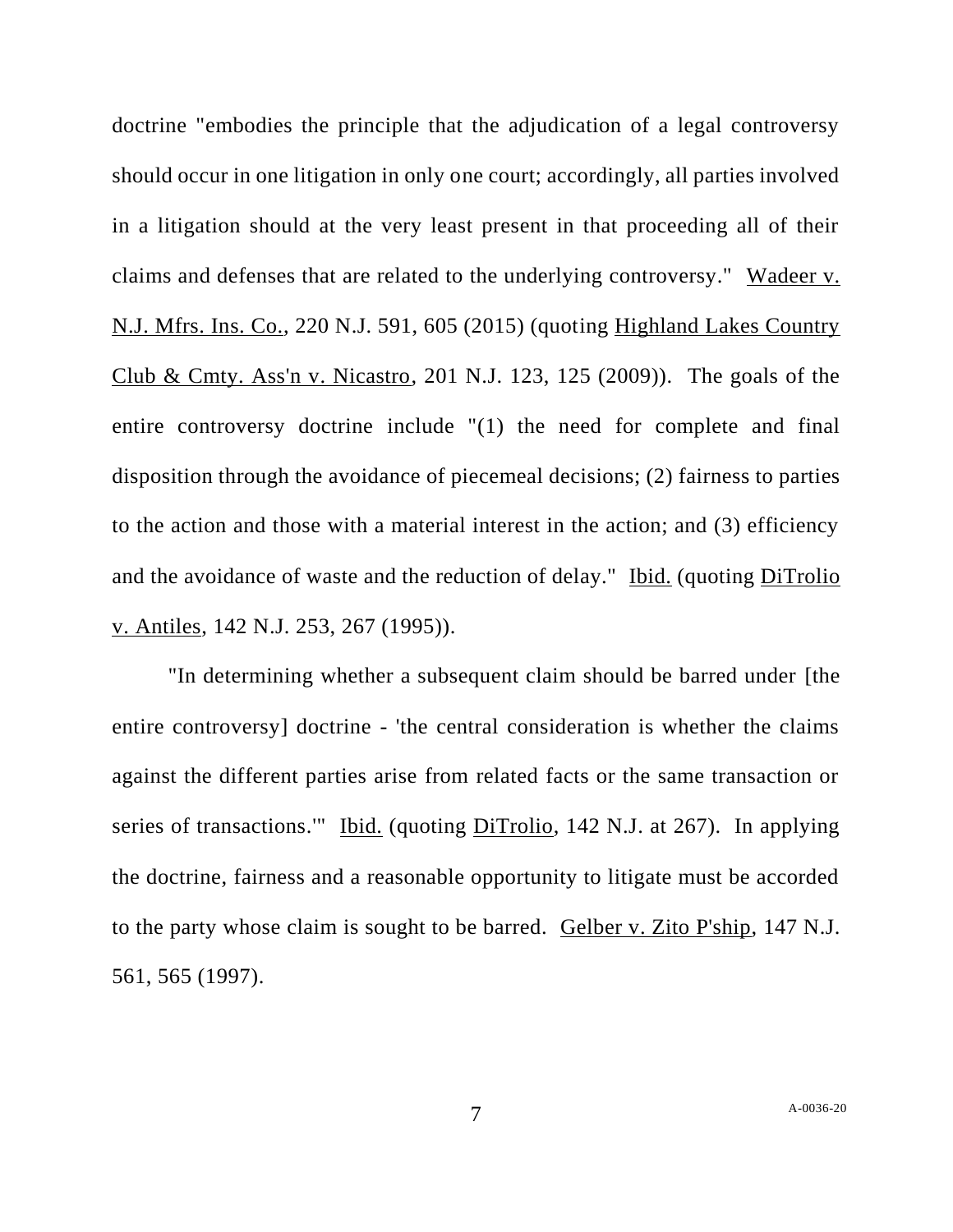doctrine "embodies the principle that the adjudication of a legal controversy should occur in one litigation in only one court; accordingly, all parties involved in a litigation should at the very least present in that proceeding all of their claims and defenses that are related to the underlying controversy." Wadeer v. N.J. Mfrs. Ins. Co., 220 N.J. 591, 605 (2015) (quoting Highland Lakes Country Club & Cmty. Ass'n v. Nicastro, 201 N.J. 123, 125 (2009)). The goals of the entire controversy doctrine include "(1) the need for complete and final disposition through the avoidance of piecemeal decisions; (2) fairness to parties to the action and those with a material interest in the action; and (3) efficiency and the avoidance of waste and the reduction of delay." Ibid. (quoting DiTrolio v. Antiles, 142 N.J. 253, 267 (1995)).

"In determining whether a subsequent claim should be barred under [the entire controversy] doctrine - 'the central consideration is whether the claims against the different parties arise from related facts or the same transaction or series of transactions.'" Ibid. (quoting DiTrolio, 142 N.J. at 267). In applying the doctrine, fairness and a reasonable opportunity to litigate must be accorded to the party whose claim is sought to be barred. Gelber v. Zito P'ship, 147 N.J. 561, 565 (1997).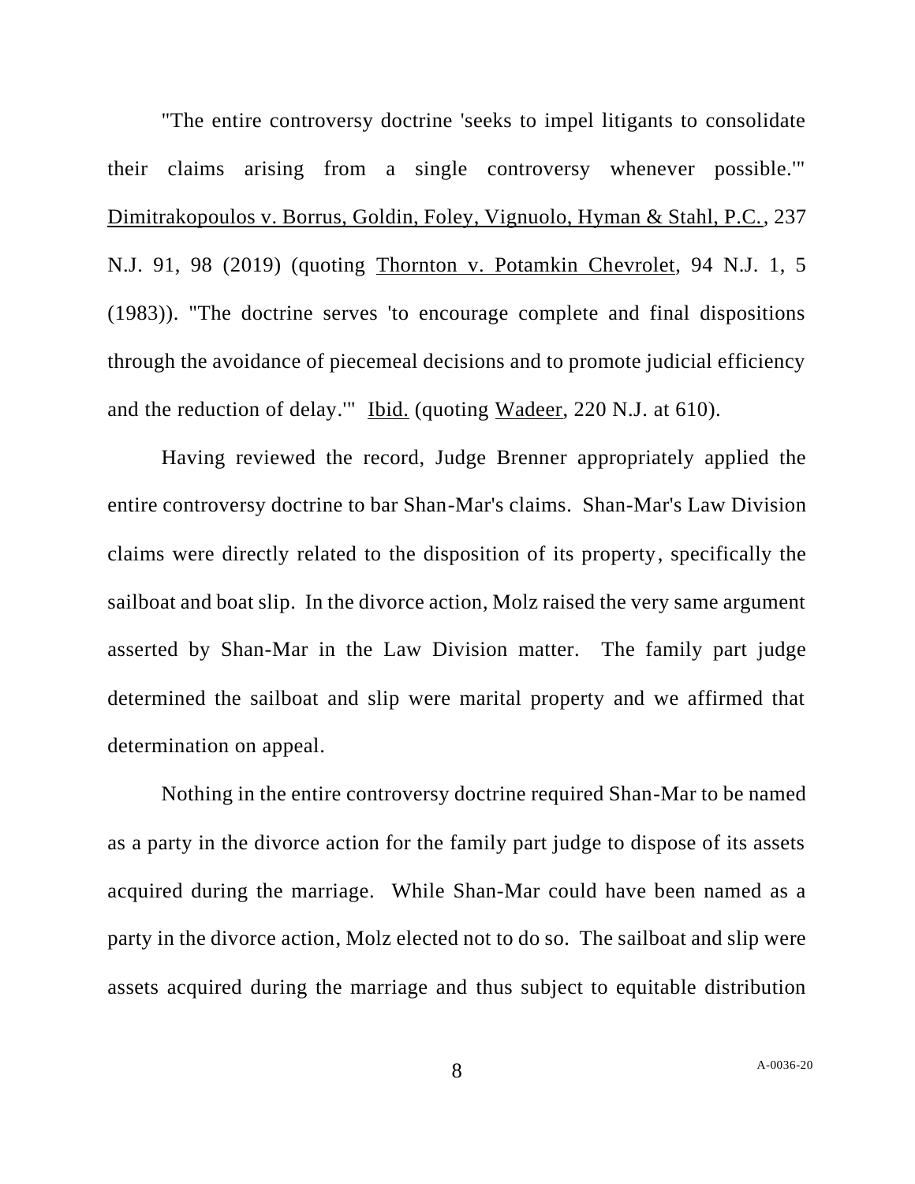"The entire controversy doctrine 'seeks to impel litigants to consolidate their claims arising from a single controversy whenever possible.'" Dimitrakopoulos v. Borrus, Goldin, Foley, Vignuolo, Hyman & Stahl, P.C., 237 N.J. 91, 98 (2019) (quoting Thornton v. Potamkin Chevrolet, 94 N.J. 1, 5 (1983)). "The doctrine serves 'to encourage complete and final dispositions through the avoidance of piecemeal decisions and to promote judicial efficiency and the reduction of delay.'" Ibid. (quoting Wadeer, 220 N.J. at 610).

Having reviewed the record, Judge Brenner appropriately applied the entire controversy doctrine to bar Shan-Mar's claims. Shan-Mar's Law Division claims were directly related to the disposition of its property, specifically the sailboat and boat slip. In the divorce action, Molz raised the very same argument asserted by Shan-Mar in the Law Division matter. The family part judge determined the sailboat and slip were marital property and we affirmed that determination on appeal.

Nothing in the entire controversy doctrine required Shan-Mar to be named as a party in the divorce action for the family part judge to dispose of its assets acquired during the marriage. While Shan-Mar could have been named as a party in the divorce action, Molz elected not to do so. The sailboat and slip were assets acquired during the marriage and thus subject to equitable distribution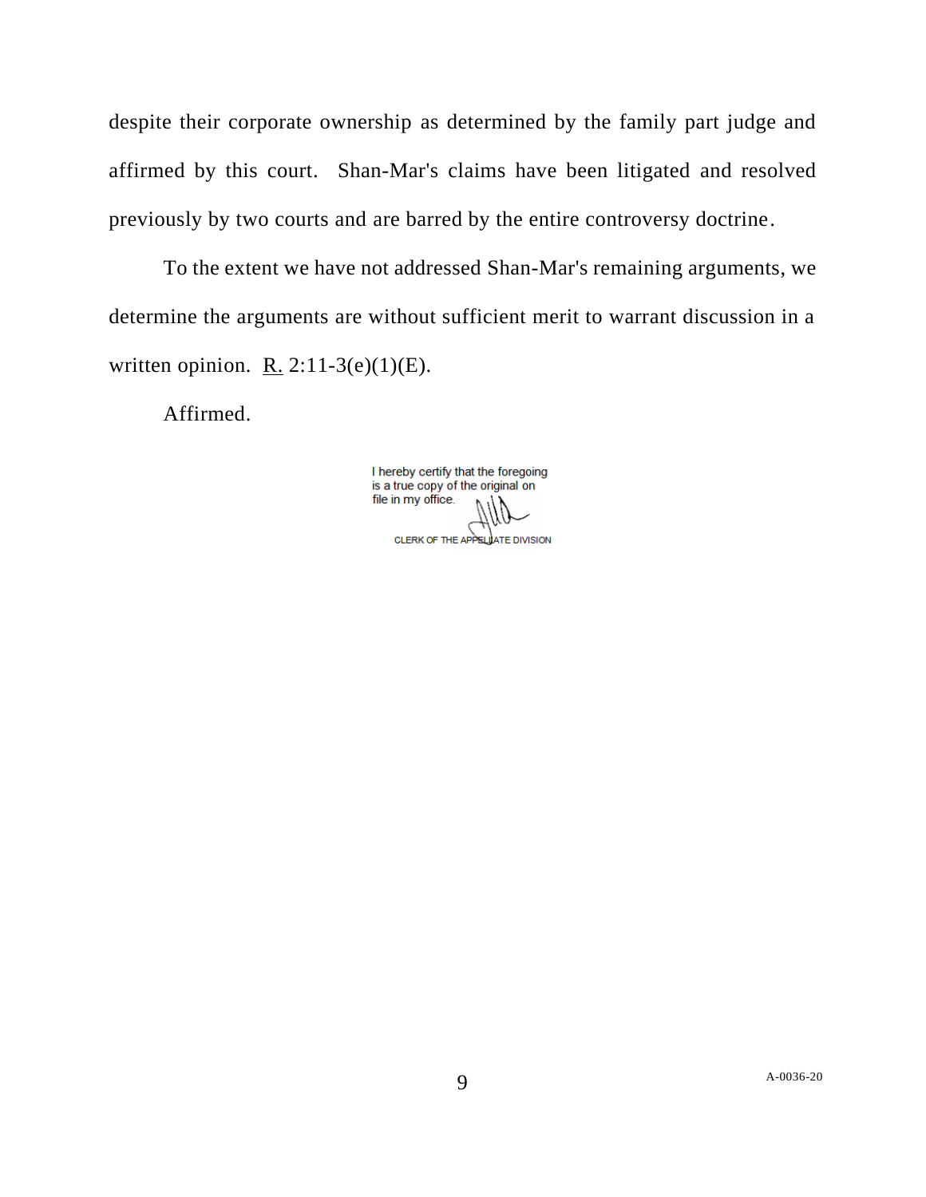despite their corporate ownership as determined by the family part judge and affirmed by this court. Shan-Mar's claims have been litigated and resolved previously by two courts and are barred by the entire controversy doctrine.

To the extent we have not addressed Shan-Mar's remaining arguments, we determine the arguments are without sufficient merit to warrant discussion in a written opinion. R. 2:11-3(e)(1)(E).

Affirmed.

I hereby certify that the foregoing is a true copy of the original on file in my office.

CLERK OF THE APPELLATE DIVISION